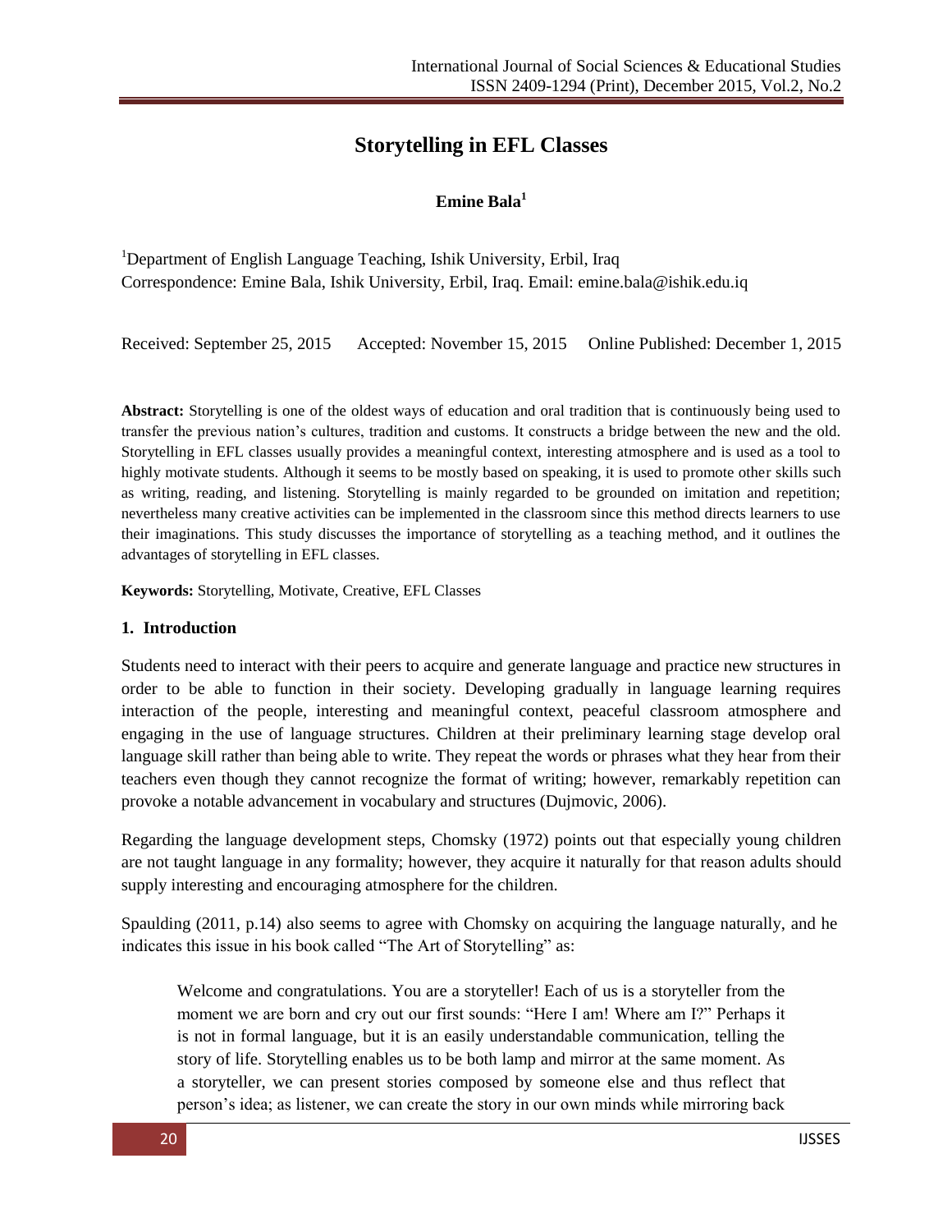# Storytelling in EFL Classes

**Emine Bala**[1]

[1]Department of English Language Teaching, Ishik University, Erbil, Iraq
Correspondence: Emine Bala, Ishik University, Erbil, Iraq. Email: emine.bala@ishik.edu.iq

Received: September 25, 2015 Accepted: November 15, 2015 Online Published: December 1, 2015

**Abstract:** Storytelling is one of the oldest ways of education and oral tradition that is continuously being used to transfer the previous nation's cultures, tradition and customs. It constructs a bridge between the new and the old. Storytelling in EFL classes usually provides a meaningful context, interesting atmosphere and is used as a tool to highly motivate students. Although it seems to be mostly based on speaking, it is used to promote other skills such as writing, reading, and listening. Storytelling is mainly regarded to be grounded on imitation and repetition; nevertheless many creative activities can be implemented in the classroom since this method directs learners to use their imaginations. This study discusses the importance of storytelling as a teaching method, and it outlines the advantages of storytelling in EFL classes.

**Keywords:** Storytelling, Motivate, Creative, EFL Classes

## 1. Introduction

Students need to interact with their peers to acquire and generate language and practice new structures in order to be able to function in their society. Developing gradually in language learning requires interaction of the people, interesting and meaningful context, peaceful classroom atmosphere and engaging in the use of language structures. Children at their preliminary learning stage develop oral language skill rather than being able to write. They repeat the words or phrases what they hear from their teachers even though they cannot recognize the format of writing; however, remarkably repetition can provoke a notable advancement in vocabulary and structures (Dujmovic, 2006).

Regarding the language development steps, Chomsky (1972) points out that especially young children are not taught language in any formality; however, they acquire it naturally for that reason adults should supply interesting and encouraging atmosphere for the children.

Spaulding (2011, p.14) also seems to agree with Chomsky on acquiring the language naturally, and he indicates this issue in his book called "The Art of Storytelling" as:

> Welcome and congratulations. You are a storyteller! Each of us is a storyteller from the moment we are born and cry out our first sounds: "Here I am! Where am I?" Perhaps it is not in formal language, but it is an easily understandable communication, telling the story of life. Storytelling enables us to be both lamp and mirror at the same moment. As a storyteller, we can present stories composed by someone else and thus reflect that person's idea; as listener, we can create the story in our own minds while mirroring back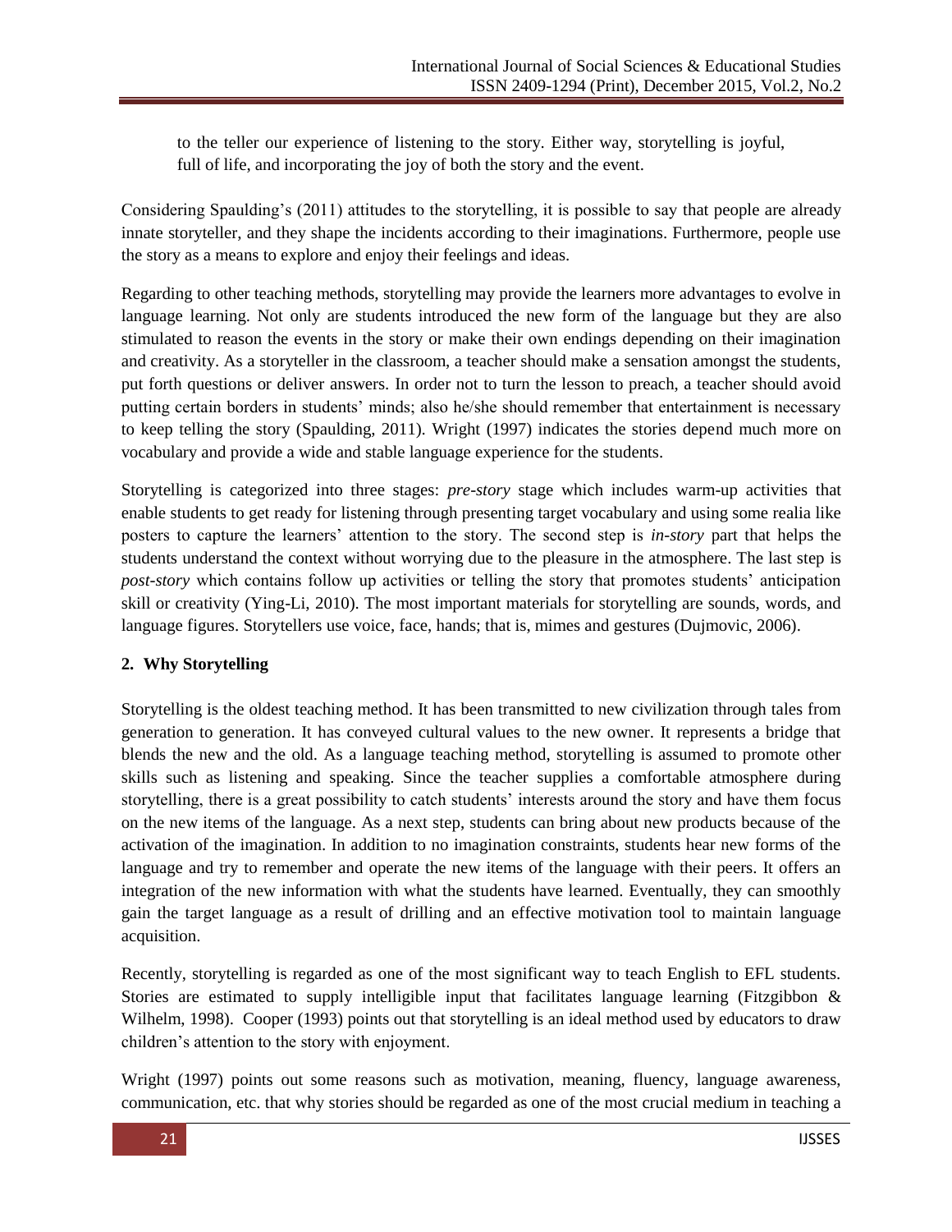to the teller our experience of listening to the story. Either way, storytelling is joyful, full of life, and incorporating the joy of both the story and the event.

Considering Spaulding's (2011) attitudes to the storytelling, it is possible to say that people are already innate storyteller, and they shape the incidents according to their imaginations. Furthermore, people use the story as a means to explore and enjoy their feelings and ideas.

Regarding to other teaching methods, storytelling may provide the learners more advantages to evolve in language learning. Not only are students introduced the new form of the language but they are also stimulated to reason the events in the story or make their own endings depending on their imagination and creativity. As a storyteller in the classroom, a teacher should make a sensation amongst the students, put forth questions or deliver answers. In order not to turn the lesson to preach, a teacher should avoid putting certain borders in students' minds; also he/she should remember that entertainment is necessary to keep telling the story (Spaulding, 2011). Wright (1997) indicates the stories depend much more on vocabulary and provide a wide and stable language experience for the students.

Storytelling is categorized into three stages: *pre-story* stage which includes warm-up activities that enable students to get ready for listening through presenting target vocabulary and using some realia like posters to capture the learners' attention to the story. The second step is *in-story* part that helps the students understand the context without worrying due to the pleasure in the atmosphere. The last step is *post-story* which contains follow up activities or telling the story that promotes students' anticipation skill or creativity (Ying-Li, 2010). The most important materials for storytelling are sounds, words, and language figures. Storytellers use voice, face, hands; that is, mimes and gestures (Dujmovic, 2006).

## 2. Why Storytelling

Storytelling is the oldest teaching method. It has been transmitted to new civilization through tales from generation to generation. It has conveyed cultural values to the new owner. It represents a bridge that blends the new and the old. As a language teaching method, storytelling is assumed to promote other skills such as listening and speaking. Since the teacher supplies a comfortable atmosphere during storytelling, there is a great possibility to catch students' interests around the story and have them focus on the new items of the language. As a next step, students can bring about new products because of the activation of the imagination. In addition to no imagination constraints, students hear new forms of the language and try to remember and operate the new items of the language with their peers. It offers an integration of the new information with what the students have learned. Eventually, they can smoothly gain the target language as a result of drilling and an effective motivation tool to maintain language acquisition.

Recently, storytelling is regarded as one of the most significant way to teach English to EFL students. Stories are estimated to supply intelligible input that facilitates language learning (Fitzgibbon & Wilhelm, 1998). Cooper (1993) points out that storytelling is an ideal method used by educators to draw children's attention to the story with enjoyment.

Wright (1997) points out some reasons such as motivation, meaning, fluency, language awareness, communication, etc. that why stories should be regarded as one of the most crucial medium in teaching a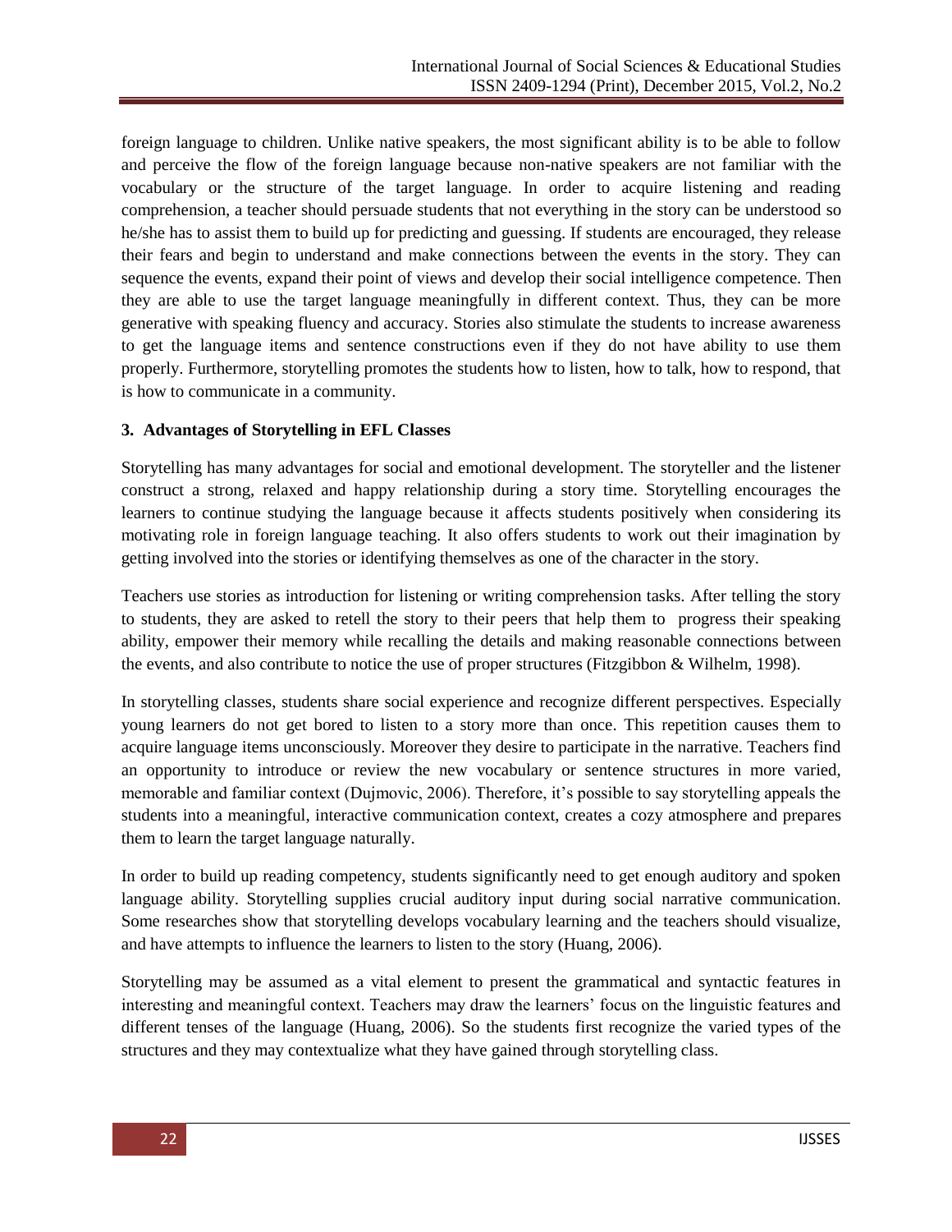foreign language to children. Unlike native speakers, the most significant ability is to be able to follow and perceive the flow of the foreign language because non-native speakers are not familiar with the vocabulary or the structure of the target language. In order to acquire listening and reading comprehension, a teacher should persuade students that not everything in the story can be understood so he/she has to assist them to build up for predicting and guessing. If students are encouraged, they release their fears and begin to understand and make connections between the events in the story. They can sequence the events, expand their point of views and develop their social intelligence competence. Then they are able to use the target language meaningfully in different context. Thus, they can be more generative with speaking fluency and accuracy. Stories also stimulate the students to increase awareness to get the language items and sentence constructions even if they do not have ability to use them properly. Furthermore, storytelling promotes the students how to listen, how to talk, how to respond, that is how to communicate in a community.

### 3. Advantages of Storytelling in EFL Classes

Storytelling has many advantages for social and emotional development. The storyteller and the listener construct a strong, relaxed and happy relationship during a story time. Storytelling encourages the learners to continue studying the language because it affects students positively when considering its motivating role in foreign language teaching. It also offers students to work out their imagination by getting involved into the stories or identifying themselves as one of the character in the story.

Teachers use stories as introduction for listening or writing comprehension tasks. After telling the story to students, they are asked to retell the story to their peers that help them to progress their speaking ability, empower their memory while recalling the details and making reasonable connections between the events, and also contribute to notice the use of proper structures (Fitzgibbon & Wilhelm, 1998).

In storytelling classes, students share social experience and recognize different perspectives. Especially young learners do not get bored to listen to a story more than once. This repetition causes them to acquire language items unconsciously. Moreover they desire to participate in the narrative. Teachers find an opportunity to introduce or review the new vocabulary or sentence structures in more varied, memorable and familiar context (Dujmovic, 2006). Therefore, it's possible to say storytelling appeals the students into a meaningful, interactive communication context, creates a cozy atmosphere and prepares them to learn the target language naturally.

In order to build up reading competency, students significantly need to get enough auditory and spoken language ability. Storytelling supplies crucial auditory input during social narrative communication. Some researches show that storytelling develops vocabulary learning and the teachers should visualize, and have attempts to influence the learners to listen to the story (Huang, 2006).

Storytelling may be assumed as a vital element to present the grammatical and syntactic features in interesting and meaningful context. Teachers may draw the learners' focus on the linguistic features and different tenses of the language (Huang, 2006). So the students first recognize the varied types of the structures and they may contextualize what they have gained through storytelling class.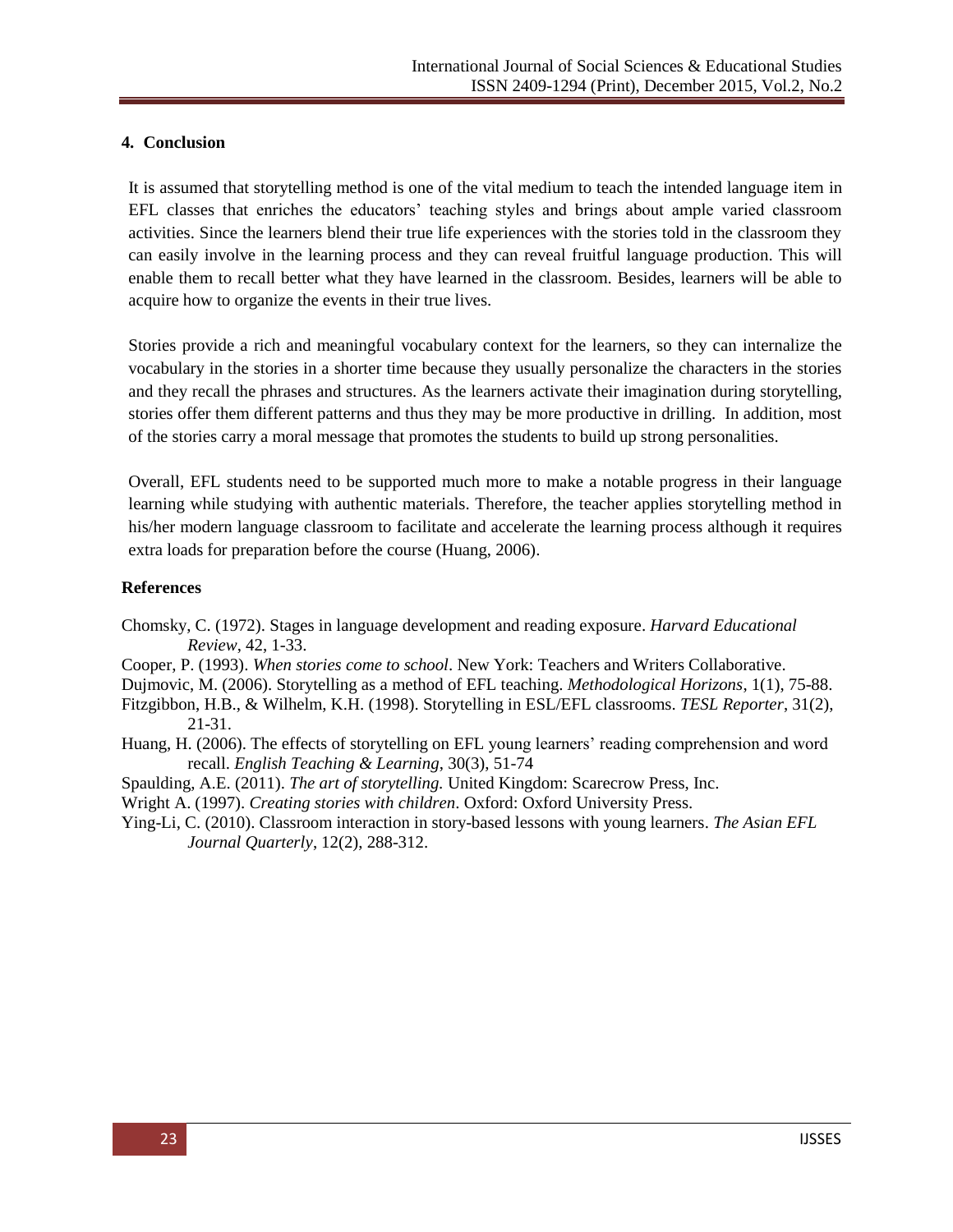## 4. Conclusion

It is assumed that storytelling method is one of the vital medium to teach the intended language item in EFL classes that enriches the educators' teaching styles and brings about ample varied classroom activities. Since the learners blend their true life experiences with the stories told in the classroom they can easily involve in the learning process and they can reveal fruitful language production. This will enable them to recall better what they have learned in the classroom. Besides, learners will be able to acquire how to organize the events in their true lives.

Stories provide a rich and meaningful vocabulary context for the learners, so they can internalize the vocabulary in the stories in a shorter time because they usually personalize the characters in the stories and they recall the phrases and structures. As the learners activate their imagination during storytelling, stories offer them different patterns and thus they may be more productive in drilling. In addition, most of the stories carry a moral message that promotes the students to build up strong personalities.

Overall, EFL students need to be supported much more to make a notable progress in their language learning while studying with authentic materials. Therefore, the teacher applies storytelling method in his/her modern language classroom to facilitate and accelerate the learning process although it requires extra loads for preparation before the course (Huang, 2006).

## References

Chomsky, C. (1972). Stages in language development and reading exposure. *Harvard Educational Review*, 42, 1-33.

Cooper, P. (1993). *When stories come to school*. New York: Teachers and Writers Collaborative.

Dujmovic, M. (2006). Storytelling as a method of EFL teaching. *Methodological Horizons*, 1(1), 75-88.

Fitzgibbon, H.B., & Wilhelm, K.H. (1998). Storytelling in ESL/EFL classrooms. *TESL Reporter*, 31(2), 21-31.

Huang, H. (2006). The effects of storytelling on EFL young learners' reading comprehension and word recall. *English Teaching & Learning*, 30(3), 51-74

Spaulding, A.E. (2011). *The art of storytelling.* United Kingdom: Scarecrow Press, Inc.

Wright A. (1997). *Creating stories with children*. Oxford: Oxford University Press.

Ying-Li, C. (2010). Classroom interaction in story-based lessons with young learners. *The Asian EFL Journal Quarterly*, 12(2), 288-312.